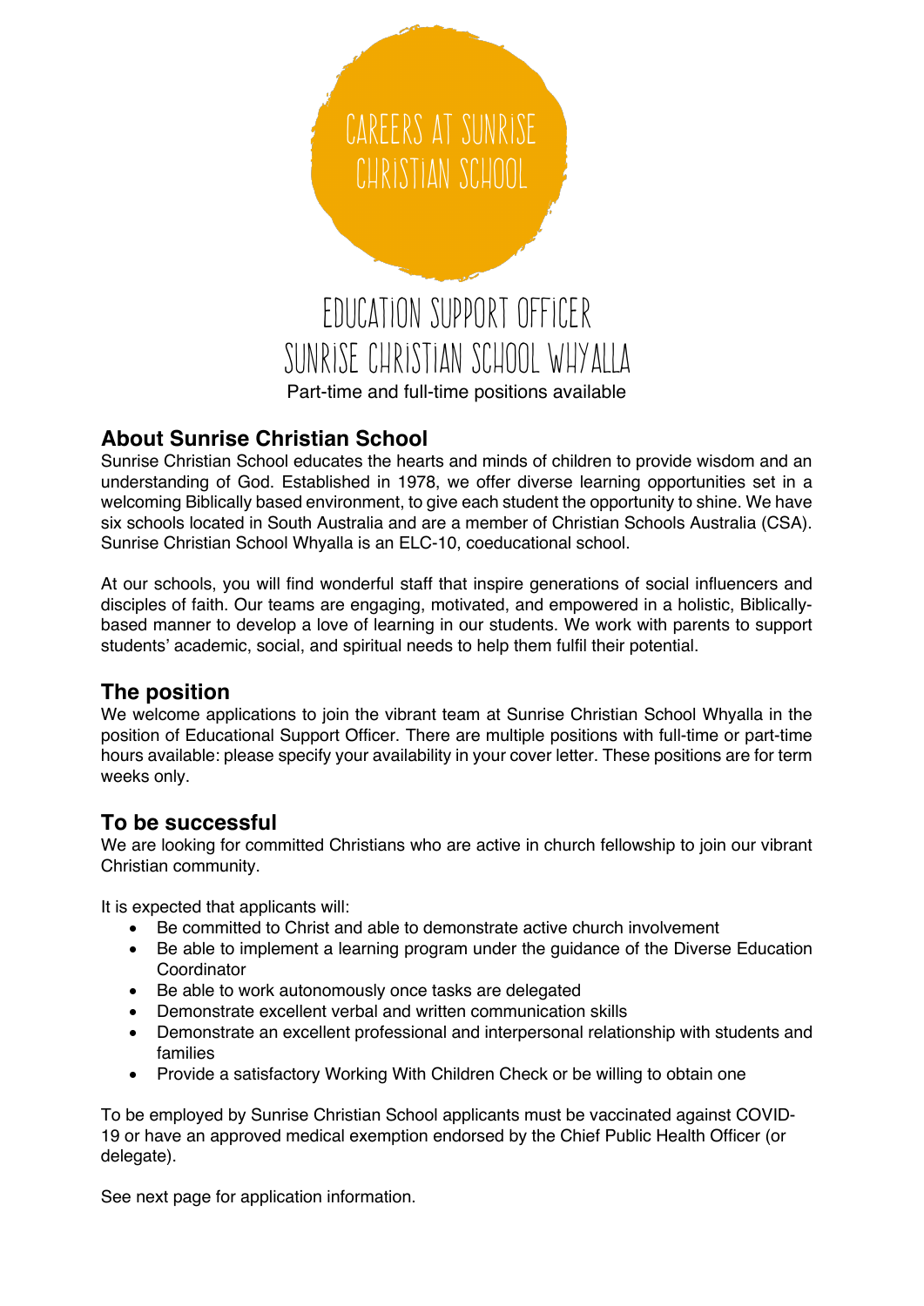CAREERS AT SUNRISE CHRISTIAN SCHOOL

# EDUCATION SUPPORT OFFICER
# SUNRISE CHRISTIAN SCHOOL WHYALLA

Part-time and full-time positions available

## About Sunrise Christian School

Sunrise Christian School educates the hearts and minds of children to provide wisdom and an understanding of God. Established in 1978, we offer diverse learning opportunities set in a welcoming Biblically based environment, to give each student the opportunity to shine. We have six schools located in South Australia and are a member of Christian Schools Australia (CSA). Sunrise Christian School Whyalla is an ELC-10, coeducational school.

At our schools, you will find wonderful staff that inspire generations of social influencers and disciples of faith. Our teams are engaging, motivated, and empowered in a holistic, Biblically-based manner to develop a love of learning in our students. We work with parents to support students' academic, social, and spiritual needs to help them fulfil their potential.

## The position

We welcome applications to join the vibrant team at Sunrise Christian School Whyalla in the position of Educational Support Officer. There are multiple positions with full-time or part-time hours available: please specify your availability in your cover letter. These positions are for term weeks only.

## To be successful

We are looking for committed Christians who are active in church fellowship to join our vibrant Christian community.

It is expected that applicants will:

- Be committed to Christ and able to demonstrate active church involvement
- Be able to implement a learning program under the guidance of the Diverse Education Coordinator
- Be able to work autonomously once tasks are delegated
- Demonstrate excellent verbal and written communication skills
- Demonstrate an excellent professional and interpersonal relationship with students and families
- Provide a satisfactory Working With Children Check or be willing to obtain one

To be employed by Sunrise Christian School applicants must be vaccinated against COVID-19 or have an approved medical exemption endorsed by the Chief Public Health Officer (or delegate).

See next page for application information.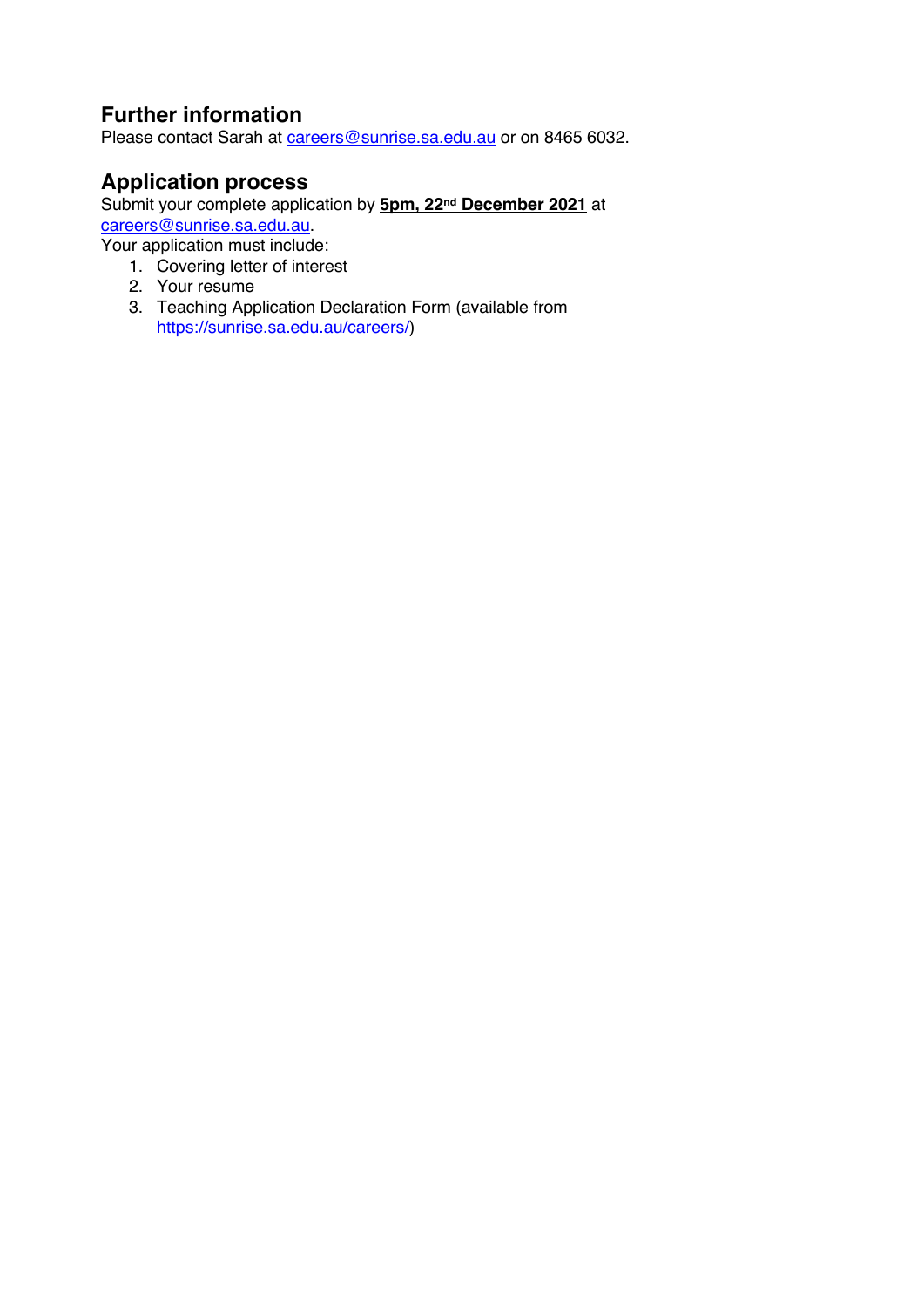## Further information

Please contact Sarah at careers@sunrise.sa.edu.au or on 8465 6032.

## Application process

Submit your complete application by **5pm, 22nd December 2021** at careers@sunrise.sa.edu.au.

Your application must include:

1. Covering letter of interest
2. Your resume
3. Teaching Application Declaration Form (available from https://sunrise.sa.edu.au/careers/)